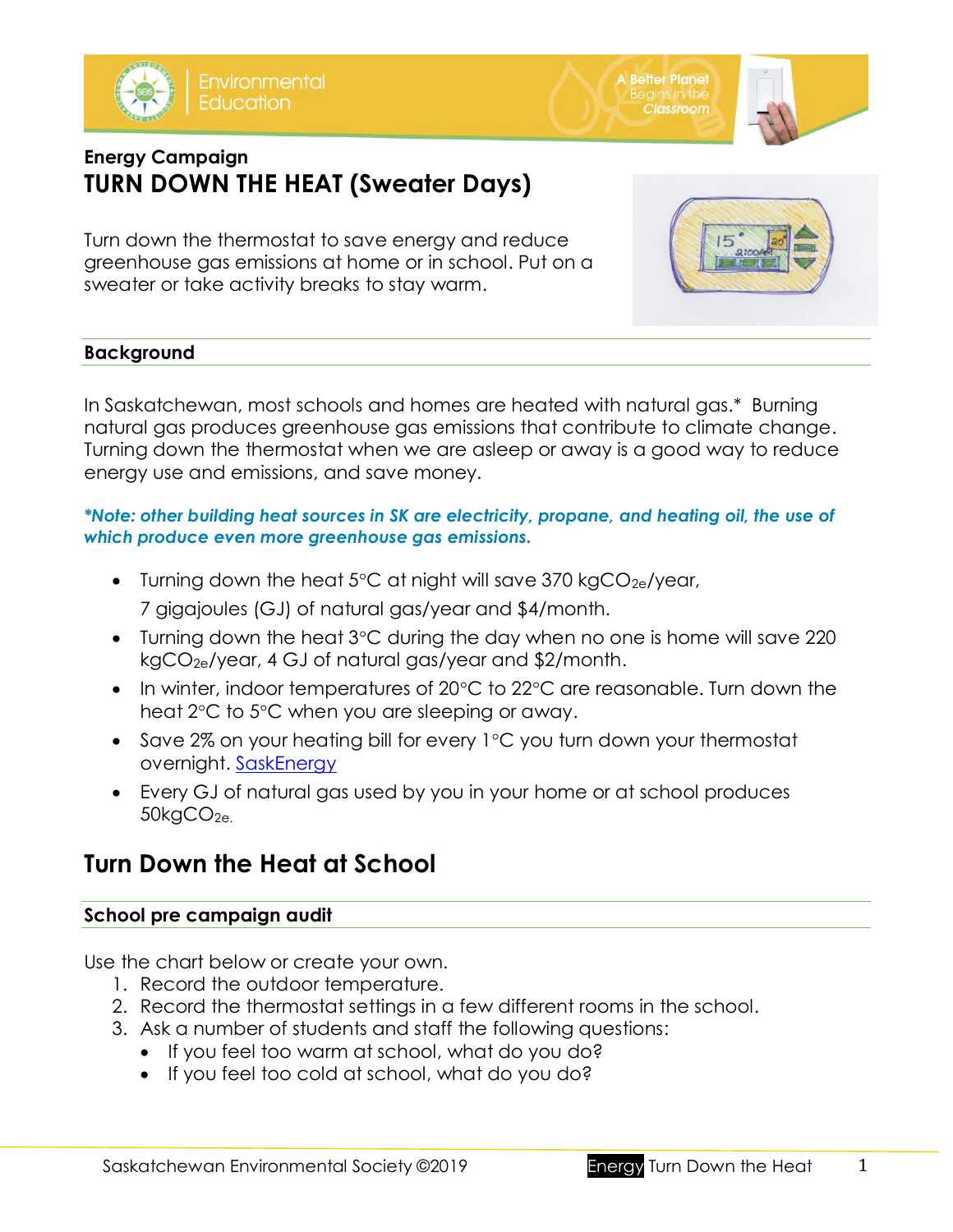Environmental Education

A Better Planet Begins in the Classroom

**Energy Campaign**

# TURN DOWN THE HEAT (Sweater Days)

Turn down the thermostat to save energy and reduce greenhouse gas emissions at home or in school. Put on a sweater or take activity breaks to stay warm.

## Background

In Saskatchewan, most schools and homes are heated with natural gas.* Burning natural gas produces greenhouse gas emissions that contribute to climate change. Turning down the thermostat when we are asleep or away is a good way to reduce energy use and emissions, and save money.

***Note: other building heat sources in SK are electricity, propane, and heating oil, the use of which produce even more greenhouse gas emissions.***

- Turning down the heat 5°C at night will save 370 $kgCO_{2e}$/year, 7 gigajoules (GJ) of natural gas/year and $4/month.
- Turning down the heat 3°C during the day when no one is home will save 220 $kgCO_{2e}$/year, 4 GJ of natural gas/year and $2/month.
- In winter, indoor temperatures of 20°C to 22°C are reasonable. Turn down the heat 2°C to 5°C when you are sleeping or away.
- Save 2% on your heating bill for every 1°C you turn down your thermostat overnight. SaskEnergy
- Every GJ of natural gas used by you in your home or at school produces 50$kgCO_{2e}$.

# Turn Down the Heat at School

## School pre campaign audit

Use the chart below or create your own.

1. Record the outdoor temperature.
2. Record the thermostat settings in a few different rooms in the school.
3. Ask a number of students and staff the following questions:
   - If you feel too warm at school, what do you do?
   - If you feel too cold at school, what do you do?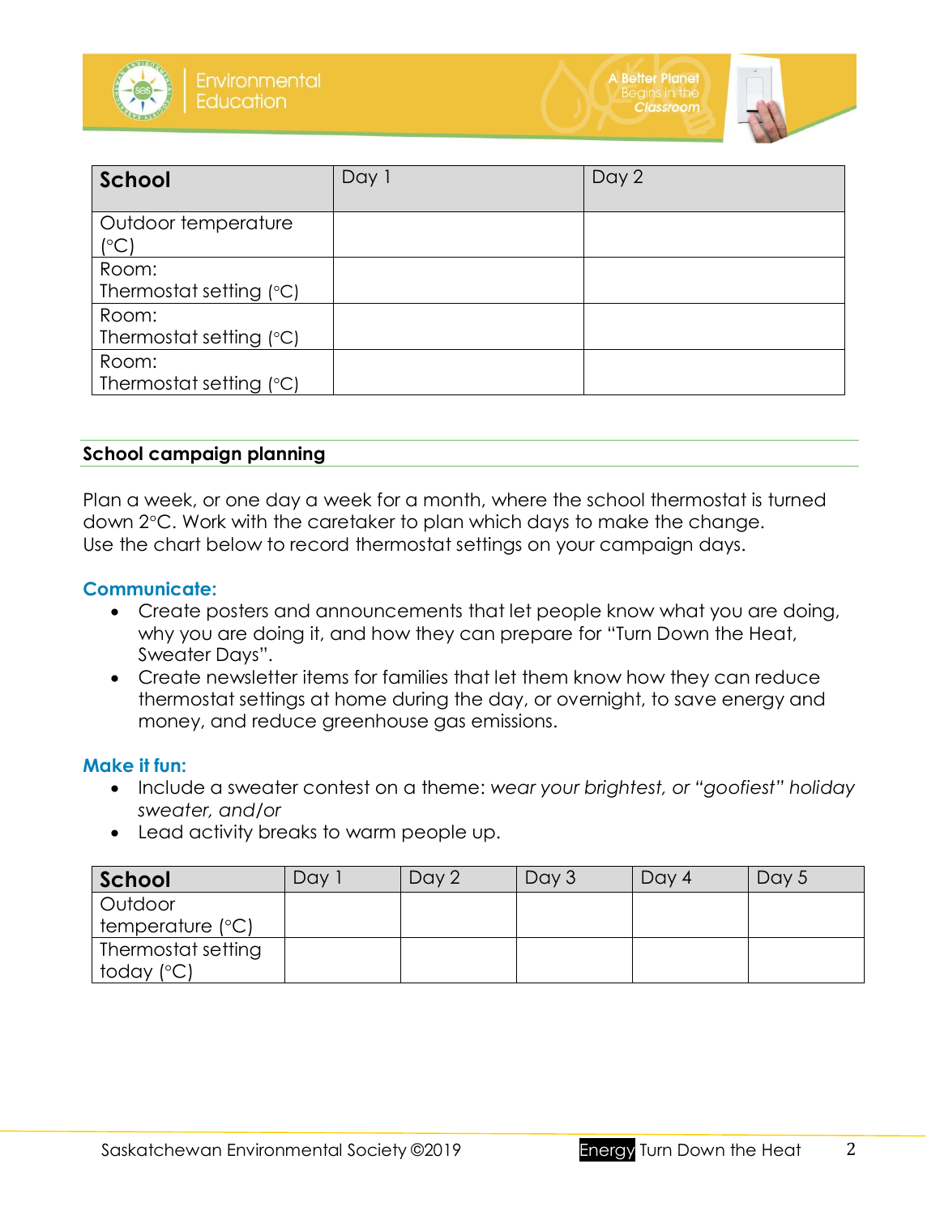| School | Day 1 | Day 2 |
| --- | --- | --- |
| Outdoor temperature (°C) | | |
| Room: Thermostat setting (°C) | | |
| Room: Thermostat setting (°C) | | |
| Room: Thermostat setting (°C) | | |

## School campaign planning

Plan a week, or one day a week for a month, where the school thermostat is turned down 2°C. Work with the caretaker to plan which days to make the change. Use the chart below to record thermostat settings on your campaign days.

### Communicate:

- Create posters and announcements that let people know what you are doing, why you are doing it, and how they can prepare for "Turn Down the Heat, Sweater Days".
- Create newsletter items for families that let them know how they can reduce thermostat settings at home during the day, or overnight, to save energy and money, and reduce greenhouse gas emissions.

### Make it fun:

- Include a sweater contest on a theme: *wear your brightest, or "goofiest" holiday sweater, and/or*
- Lead activity breaks to warm people up.

| School | Day 1 | Day 2 | Day 3 | Day 4 | Day 5 |
| --- | --- | --- | --- | --- | --- |
| Outdoor temperature (°C) | | | | | |
| Thermostat setting today (°C) | | | | | |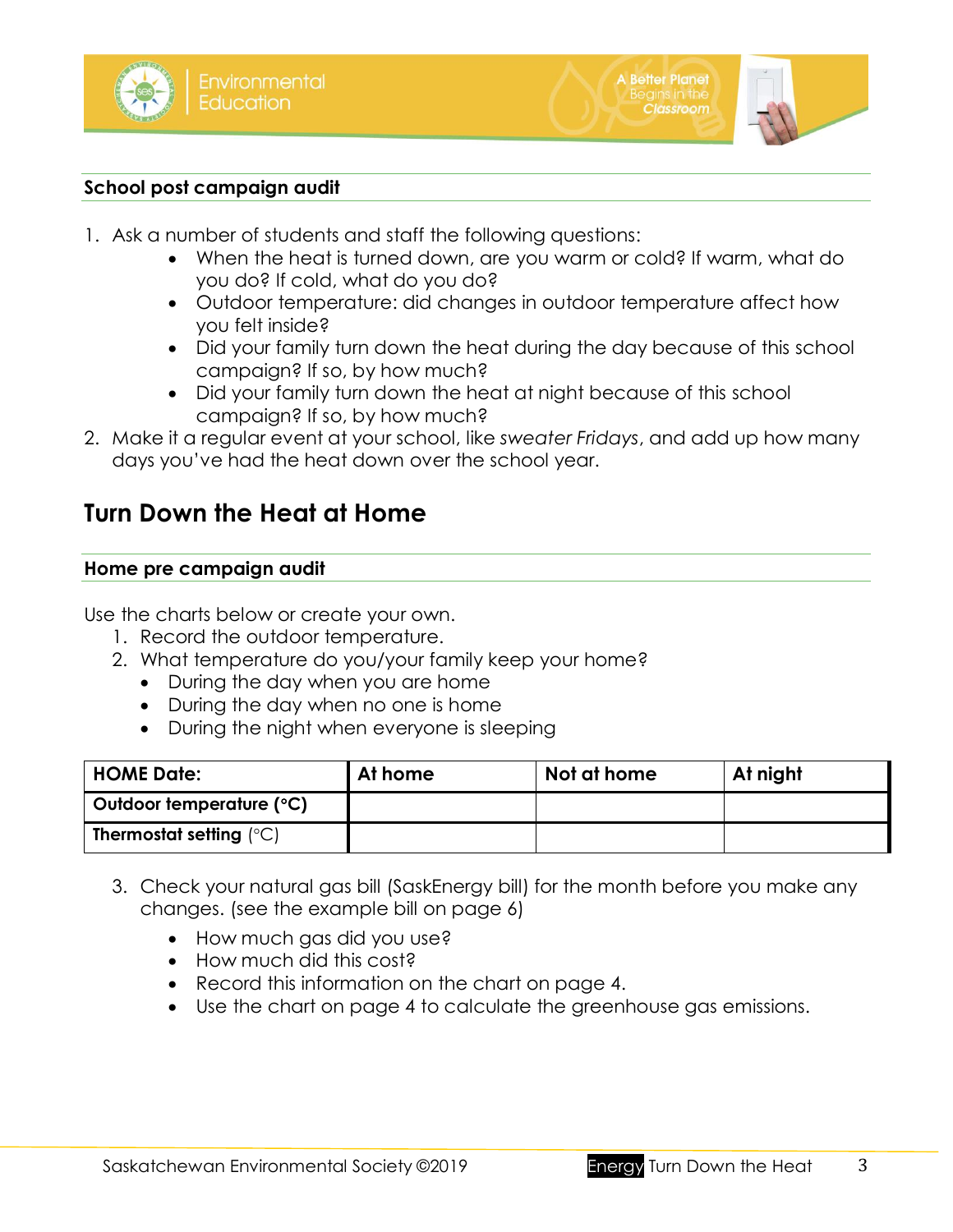### School post campaign audit

1. Ask a number of students and staff the following questions:
   - When the heat is turned down, are you warm or cold? If warm, what do you do? If cold, what do you do?
   - Outdoor temperature: did changes in outdoor temperature affect how you felt inside?
   - Did your family turn down the heat during the day because of this school campaign? If so, by how much?
   - Did your family turn down the heat at night because of this school campaign? If so, by how much?
2. Make it a regular event at your school, like *sweater Fridays*, and add up how many days you've had the heat down over the school year.

## Turn Down the Heat at Home

### Home pre campaign audit

Use the charts below or create your own.

1. Record the outdoor temperature.
2. What temperature do you/your family keep your home?
   - During the day when you are home
   - During the day when no one is home
   - During the night when everyone is sleeping

| HOME Date: | At home | Not at home | At night |
|---|---|---|---|
| **Outdoor temperature (°C)** | | | |
| **Thermostat setting** (°C) | | | |

3. Check your natural gas bill (SaskEnergy bill) for the month before you make any changes. (see the example bill on page 6)
   - How much gas did you use?
   - How much did this cost?
   - Record this information on the chart on page 4.
   - Use the chart on page 4 to calculate the greenhouse gas emissions.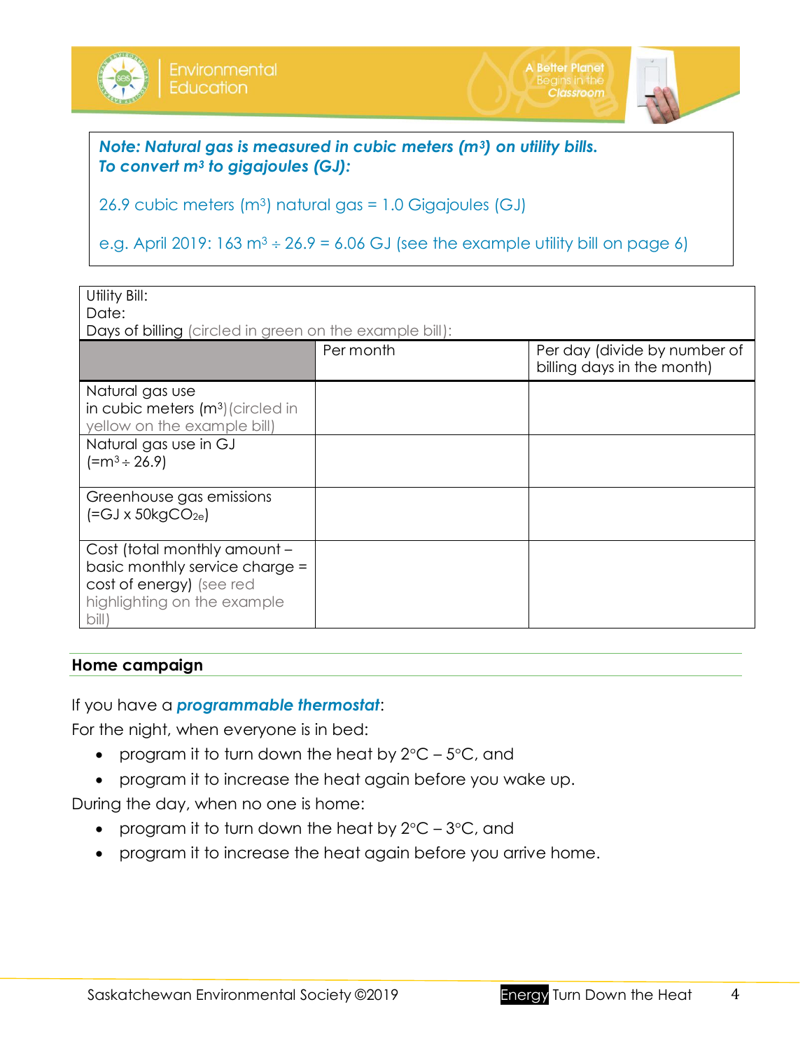***Note: Natural gas is measured in cubic meters ($m^3$) on utility bills.***
***To convert $m^3$ to gigajoules (GJ):***

26.9 cubic meters ($m^3$) natural gas = 1.0 Gigajoules (GJ)

e.g. April 2019: 163 $m^3$ ÷ 26.9 = 6.06 GJ (see the example utility bill on page 6)

Utility Bill:
Date:
Days of billing (circled in green on the example bill):

| | Per month | Per day (divide by number of billing days in the month) |
|---|---|---|
| Natural gas use in cubic meters ($m^3$) (circled in yellow on the example bill) | | |
| Natural gas use in GJ (= $m^3$ ÷ 26.9) | | |
| Greenhouse gas emissions (=GJ x 50kg$CO_{2e}$) | | |
| Cost (total monthly amount – basic monthly service charge = cost of energy) (see red highlighting on the example bill) | | |

**Home campaign**

If you have a ***programmable thermostat***:
For the night, when everyone is in bed:

- program it to turn down the heat by 2°C – 5°C, and
- program it to increase the heat again before you wake up.

During the day, when no one is home:

- program it to turn down the heat by 2°C – 3°C, and
- program it to increase the heat again before you arrive home.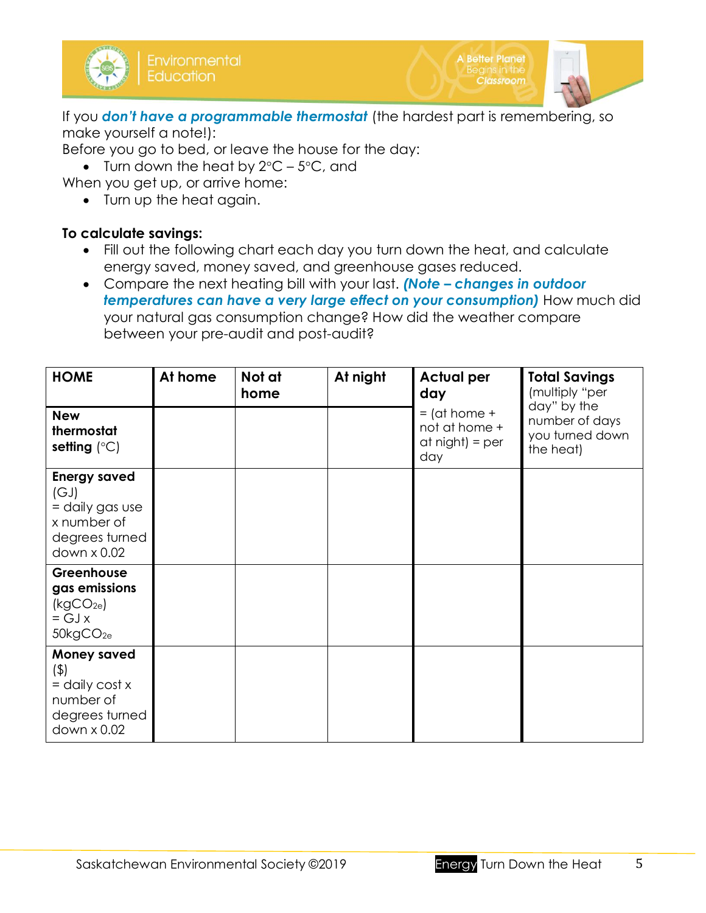If you ***don't have a programmable thermostat*** (the hardest part is remembering, so make yourself a note!):

Before you go to bed, or leave the house for the day:

- Turn down the heat by 2°C – 5°C, and

When you get up, or arrive home:

- Turn up the heat again.

**To calculate savings:**

- Fill out the following chart each day you turn down the heat, and calculate energy saved, money saved, and greenhouse gases reduced.
- Compare the next heating bill with your last. ***(Note – changes in outdoor temperatures can have a very large effect on your consumption)*** How much did your natural gas consumption change? How did the weather compare between your pre-audit and post-audit?

| **HOME** | **At home** | **Not at home** | **At night** | **Actual per day** | **Total Savings** (multiply "per day" by the number of days you turned down the heat) |
|---|---|---|---|---|---|
| **New thermostat setting** (°C) | | | | = (at home + not at home + at night) = per day | |
| **Energy saved** (GJ) = daily gas use x number of degrees turned down x 0.02 | | | | | |
| **Greenhouse gas emissions** ($kgCO_{2e}$) = GJ x $50kgCO_{2e}$ | | | | | |
| **Money saved** ($) = daily cost x number of degrees turned down x 0.02 | | | | | |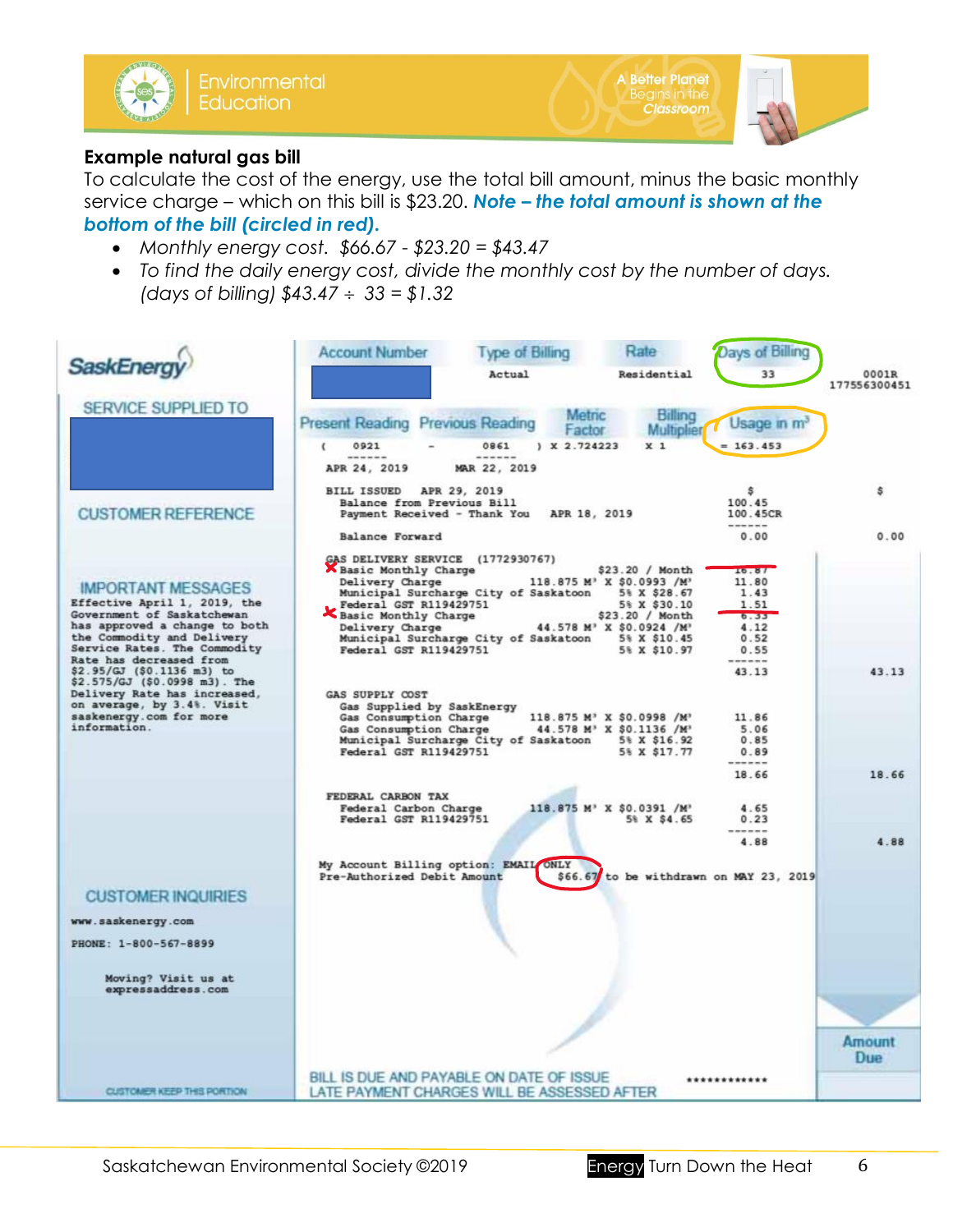**Example natural gas bill**

To calculate the cost of the energy, use the total bill amount, minus the basic monthly service charge – which on this bill is $23.20. ***Note – the total amount is shown at the bottom of the bill (circled in red).***

- *Monthly energy cost. $66.67 - $23.20 = $43.47*
- *To find the daily energy cost, divide the monthly cost by the number of days. (days of billing) $43.47 ÷ 33 = $1.32*

SaskEnergy

| Account Number | Type of Billing | Rate | Days of Billing | |
|---|---|---|---|---|
| | Actual | Residential | 33 | 0001R 177556300451 |

| Present Reading | | Previous Reading | Metric Factor | Billing Multiplier | Usage in m³ |
|---|---|---|---|---|---|
| ( 0921 | - | 0861 | ) x 2.724223 | x 1 | = 163.453 |
| APR 24, 2019 | | MAR 22, 2019 | | | |

SERVICE SUPPLIED TO

CUSTOMER REFERENCE

IMPORTANT MESSAGES
Effective April 1, 2019, the Government of Saskatchewan has approved a change to both the Commodity and Delivery Service Rates. The Commodity Rate has decreased from $2.95/GJ ($0.1136 m3) to $2.575/GJ ($0.0998 m3). The Delivery Rate has increased, on average, by 3.4%. Visit saskenergy.com for more information.

| | | | $ | $ |
|---|---|---|---|---|
| BILL ISSUED APR 29, 2019 | | | | |
| Balance from Previous Bill | | | 100.45 | |
| Payment Received - Thank You | APR 18, 2019 | | 100.45CR | |
| Balance Forward | | | 0.00 | 0.00 |
| GAS DELIVERY SERVICE (1772930767) | | | | |
| Basic Monthly Charge | | $23.20 / Month | 16.87 | |
| Delivery Charge | 118.875 M³ | X $0.0993 /M³ | 11.80 | |
| Municipal Surcharge City of Saskatoon | | 5% X $28.67 | 1.43 | |
| Federal GST R119429751 | | 5% X $30.10 | 1.51 | |
| Basic Monthly Charge | | $23.20 / Month | 6.33 | |
| Delivery Charge | 44.578 M³ | X $0.0924 /M³ | 4.12 | |
| Municipal Surcharge City of Saskatoon | | 5% X $10.45 | 0.52 | |
| Federal GST R119429751 | | 5% X $10.97 | 0.55 | |
| | | | 43.13 | 43.13 |
| GAS SUPPLY COST | | | | |
| Gas Supplied by SaskEnergy | | | | |
| Gas Consumption Charge | 118.875 M³ | X $0.0998 /M³ | 11.86 | |
| Gas Consumption Charge | 44.578 M³ | X $0.1136 /M³ | 5.06 | |
| Municipal Surcharge City of Saskatoon | | 5% X $16.92 | 0.85 | |
| Federal GST R119429751 | | 5% X $17.77 | 0.89 | |
| | | | 18.66 | 18.66 |
| FEDERAL CARBON TAX | | | | |
| Federal Carbon Charge | 118.875 M³ | X $0.0391 /M³ | 4.65 | |
| Federal GST R119429751 | | 5% X $4.65 | 0.23 | |
| | | | 4.88 | 4.88 |

My Account Billing option: EMAIL ONLY
Pre-Authorized Debit Amount $66.67 to be withdrawn on MAY 23, 2019

CUSTOMER INQUIRIES
www.saskenergy.com
PHONE: 1-800-567-8899

Moving? Visit us at expressaddress.com

Amount Due ************

BILL IS DUE AND PAYABLE ON DATE OF ISSUE
LATE PAYMENT CHARGES WILL BE ASSESSED AFTER

CUSTOMER KEEP THIS PORTION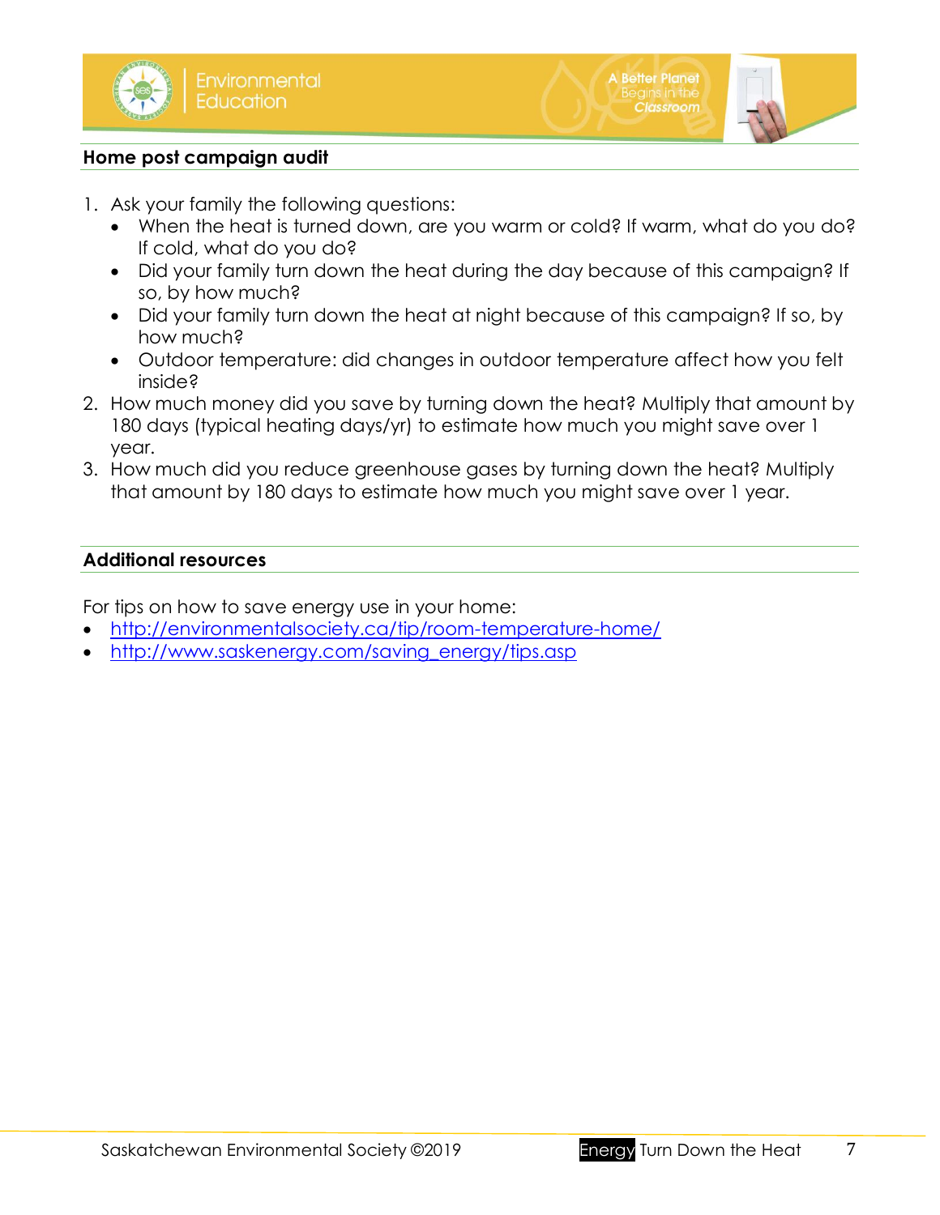## Home post campaign audit

1. Ask your family the following questions:
   - When the heat is turned down, are you warm or cold? If warm, what do you do? If cold, what do you do?
   - Did your family turn down the heat during the day because of this campaign? If so, by how much?
   - Did your family turn down the heat at night because of this campaign? If so, by how much?
   - Outdoor temperature: did changes in outdoor temperature affect how you felt inside?
2. How much money did you save by turning down the heat? Multiply that amount by 180 days (typical heating days/yr) to estimate how much you might save over 1 year.
3. How much did you reduce greenhouse gases by turning down the heat? Multiply that amount by 180 days to estimate how much you might save over 1 year.

## Additional resources

For tips on how to save energy use in your home:

- [http://environmentalsociety.ca/tip/room-temperature-home/](http://environmentalsociety.ca/tip/room-temperature-home/)
- [http://www.saskenergy.com/saving_energy/tips.asp](http://www.saskenergy.com/saving_energy/tips.asp)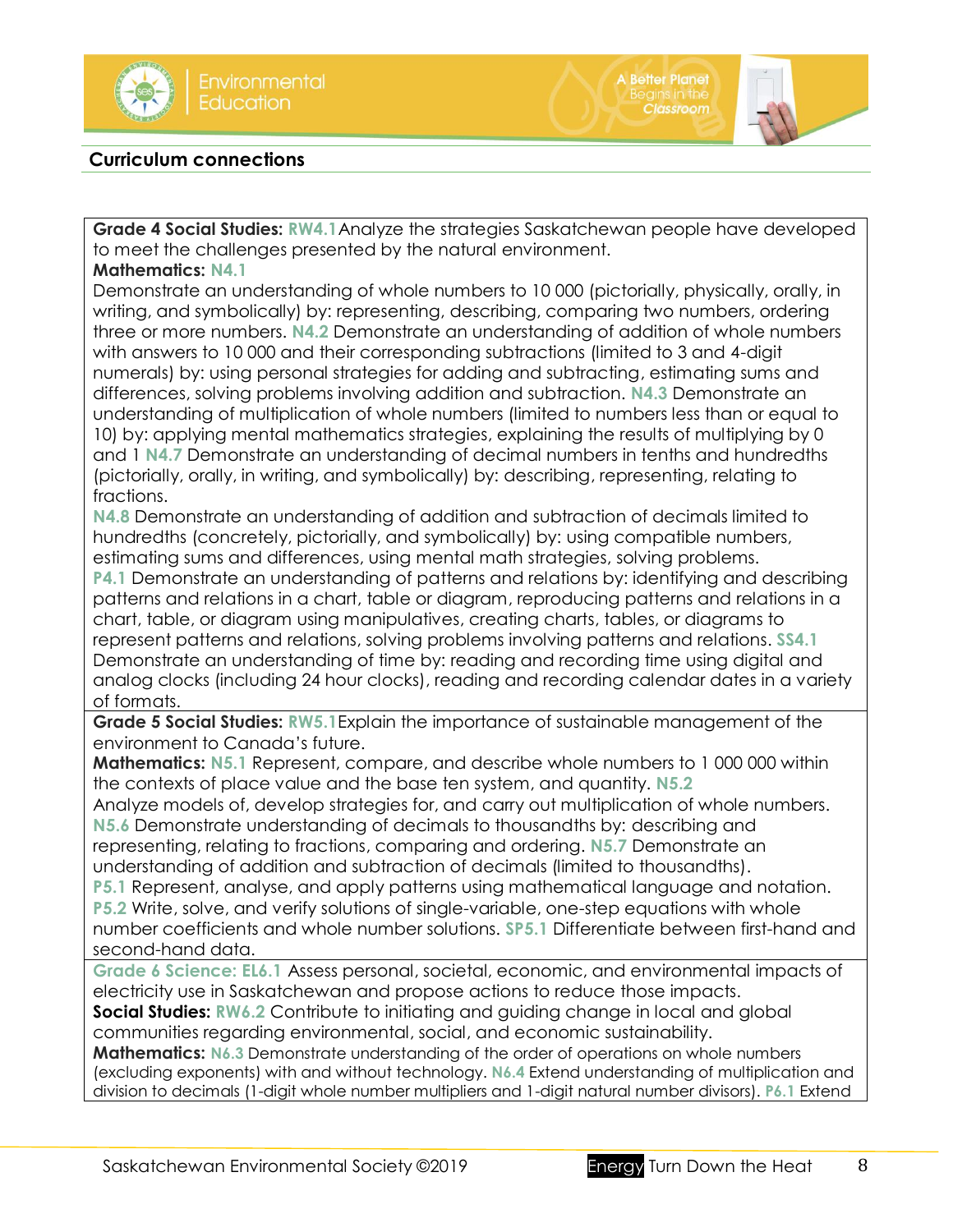## Curriculum connections

| |
|---|
| **Grade 4 Social Studies:** RW4.1 Analyze the strategies Saskatchewan people have developed to meet the challenges presented by the natural environment.<br>**Mathematics:** N4.1<br>Demonstrate an understanding of whole numbers to 10 000 (pictorially, physically, orally, in writing, and symbolically) by: representing, describing, comparing two numbers, ordering three or more numbers. N4.2 Demonstrate an understanding of addition of whole numbers with answers to 10 000 and their corresponding subtractions (limited to 3 and 4-digit numerals) by: using personal strategies for adding and subtracting, estimating sums and differences, solving problems involving addition and subtraction. N4.3 Demonstrate an understanding of multiplication of whole numbers (limited to numbers less than or equal to 10) by: applying mental mathematics strategies, explaining the results of multiplying by 0 and 1 N4.7 Demonstrate an understanding of decimal numbers in tenths and hundredths (pictorially, orally, in writing, and symbolically) by: describing, representing, relating to fractions.<br>N4.8 Demonstrate an understanding of addition and subtraction of decimals limited to hundredths (concretely, pictorially, and symbolically) by: using compatible numbers, estimating sums and differences, using mental math strategies, solving problems.<br>P4.1 Demonstrate an understanding of patterns and relations by: identifying and describing patterns and relations in a chart, table or diagram, reproducing patterns and relations in a chart, table, or diagram using manipulatives, creating charts, tables, or diagrams to represent patterns and relations, solving problems involving patterns and relations. SS4.1 Demonstrate an understanding of time by: reading and recording time using digital and analog clocks (including 24 hour clocks), reading and recording calendar dates in a variety of formats. |
| **Grade 5 Social Studies:** RW5.1 Explain the importance of sustainable management of the environment to Canada's future.<br>**Mathematics:** N5.1 Represent, compare, and describe whole numbers to 1 000 000 within the contexts of place value and the base ten system, and quantity. N5.2 Analyze models of, develop strategies for, and carry out multiplication of whole numbers.<br>N5.6 Demonstrate understanding of decimals to thousandths by: describing and representing, relating to fractions, comparing and ordering. N5.7 Demonstrate an understanding of addition and subtraction of decimals (limited to thousandths).<br>P5.1 Represent, analyse, and apply patterns using mathematical language and notation.<br>P5.2 Write, solve, and verify solutions of single-variable, one-step equations with whole number coefficients and whole number solutions. SP5.1 Differentiate between first-hand and second-hand data. |
| Grade 6 Science: EL6.1 Assess personal, societal, economic, and environmental impacts of electricity use in Saskatchewan and propose actions to reduce those impacts.<br>**Social Studies:** RW6.2 Contribute to initiating and guiding change in local and global communities regarding environmental, social, and economic sustainability.<br>**Mathematics:** N6.3 Demonstrate understanding of the order of operations on whole numbers (excluding exponents) with and without technology. N6.4 Extend understanding of multiplication and division to decimals (1-digit whole number multipliers and 1-digit natural number divisors). P6.1 Extend |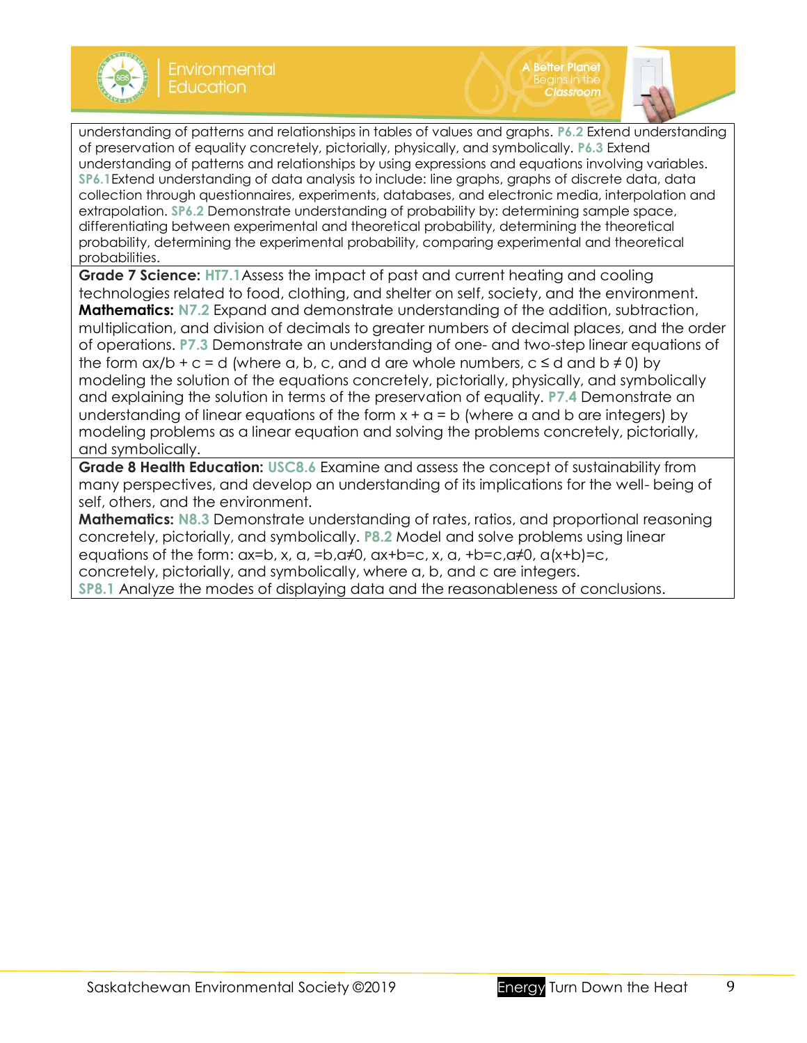| |
|---|
| understanding of patterns and relationships in tables of values and graphs. **P6.2** Extend understanding of preservation of equality concretely, pictorially, physically, and symbolically. **P6.3** Extend understanding of patterns and relationships by using expressions and equations involving variables. **SP6.1** Extend understanding of data analysis to include: line graphs, graphs of discrete data, data collection through questionnaires, experiments, databases, and electronic media, interpolation and extrapolation. **SP6.2** Demonstrate understanding of probability by: determining sample space, differentiating between experimental and theoretical probability, determining the theoretical probability, determining the experimental probability, comparing experimental and theoretical probabilities. |
| **Grade 7 Science: HT7.1** Assess the impact of past and current heating and cooling technologies related to food, clothing, and shelter on self, society, and the environment. **Mathematics: N7.2** Expand and demonstrate understanding of the addition, subtraction, multiplication, and division of decimals to greater numbers of decimal places, and the order of operations. **P7.3** Demonstrate an understanding of one- and two-step linear equations of the form $ax/b + c = d$ (where a, b, c, and d are whole numbers, $c \leq d$ and $b \neq 0$) by modeling the solution of the equations concretely, pictorially, physically, and symbolically and explaining the solution in terms of the preservation of equality. **P7.4** Demonstrate an understanding of linear equations of the form $x + a = b$ (where a and b are integers) by modeling problems as a linear equation and solving the problems concretely, pictorially, and symbolically. |
| **Grade 8 Health Education: USC8.6** Examine and assess the concept of sustainability from many perspectives, and develop an understanding of its implications for the well- being of self, others, and the environment. **Mathematics: N8.3** Demonstrate understanding of rates, ratios, and proportional reasoning concretely, pictorially, and symbolically. **P8.2** Model and solve problems using linear equations of the form: ax=b, x, a, =b,a≠0, ax+b=c, x, a, +b=c,a≠0, a(x+b)=c, concretely, pictorially, and symbolically, where a, b, and c are integers. **SP8.1** Analyze the modes of displaying data and the reasonableness of conclusions. |